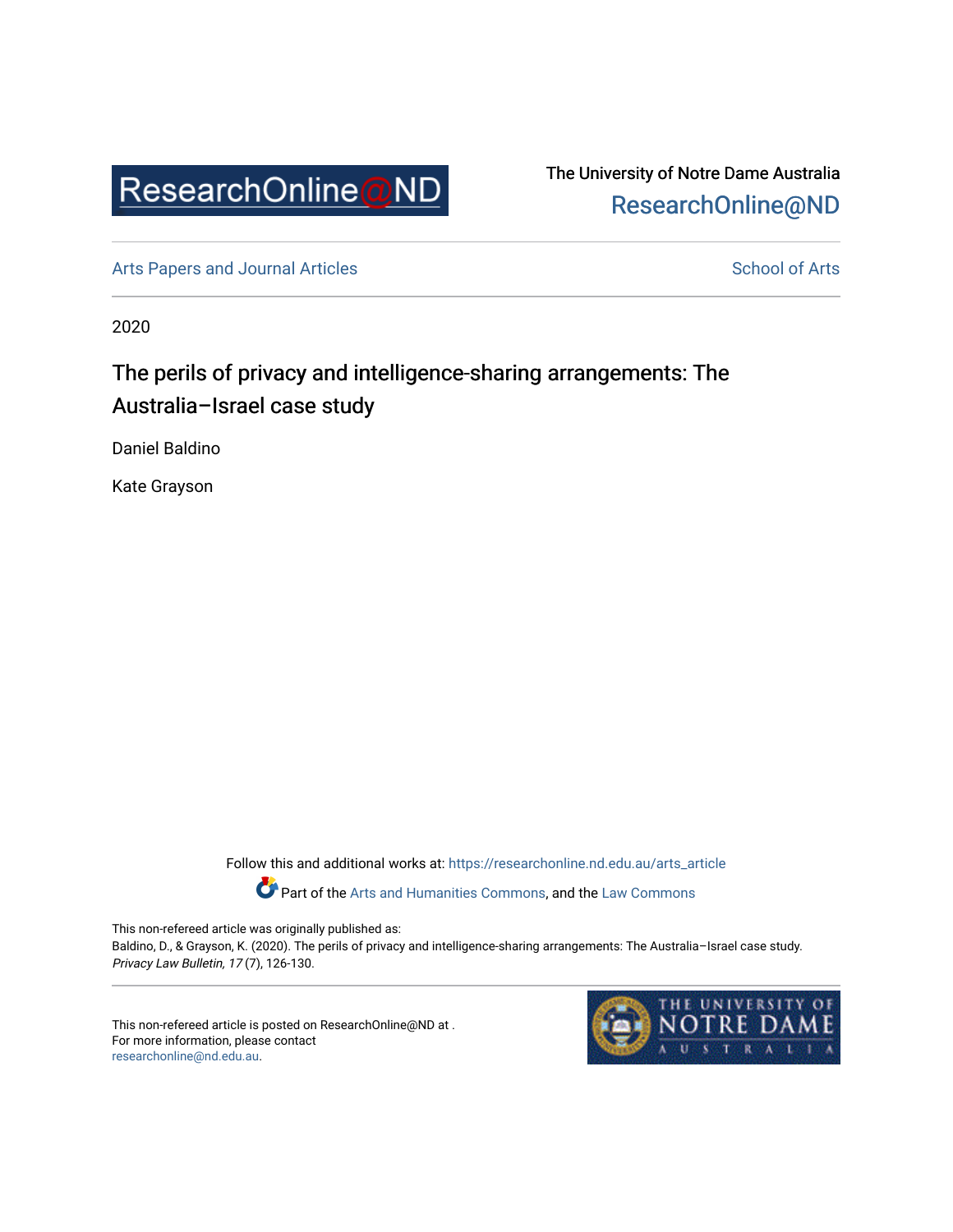The University of Notre Dame Australia
ResearchOnline@ND

Arts Papers and Journal Articles | School of Arts

2020

# The perils of privacy and intelligence-sharing arrangements: The Australia–Israel case study

Daniel Baldino

Kate Grayson

Follow this and additional works at: https://researchonline.nd.edu.au/arts_article

Part of the Arts and Humanities Commons, and the Law Commons

This non-refereed article was originally published as:
Baldino, D., & Grayson, K. (2020). The perils of privacy and intelligence-sharing arrangements: The Australia–Israel case study. *Privacy Law Bulletin, 17* (7), 126-130.

This non-refereed article is posted on ResearchOnline@ND at .
For more information, please contact
researchonline@nd.edu.au.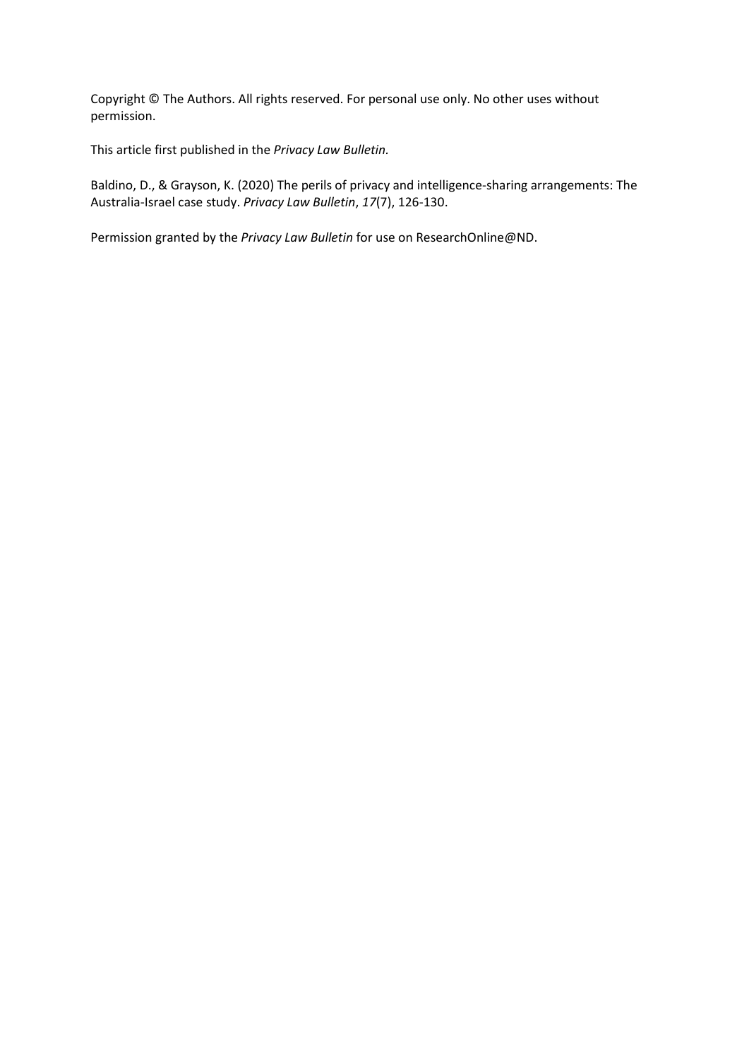Copyright © The Authors. All rights reserved. For personal use only. No other uses without permission.

This article first published in the *Privacy Law Bulletin.*

Baldino, D., & Grayson, K. (2020) The perils of privacy and intelligence-sharing arrangements: The Australia-Israel case study. *Privacy Law Bulletin*, *17*(7), 126-130.

Permission granted by the *Privacy Law Bulletin* for use on ResearchOnline@ND.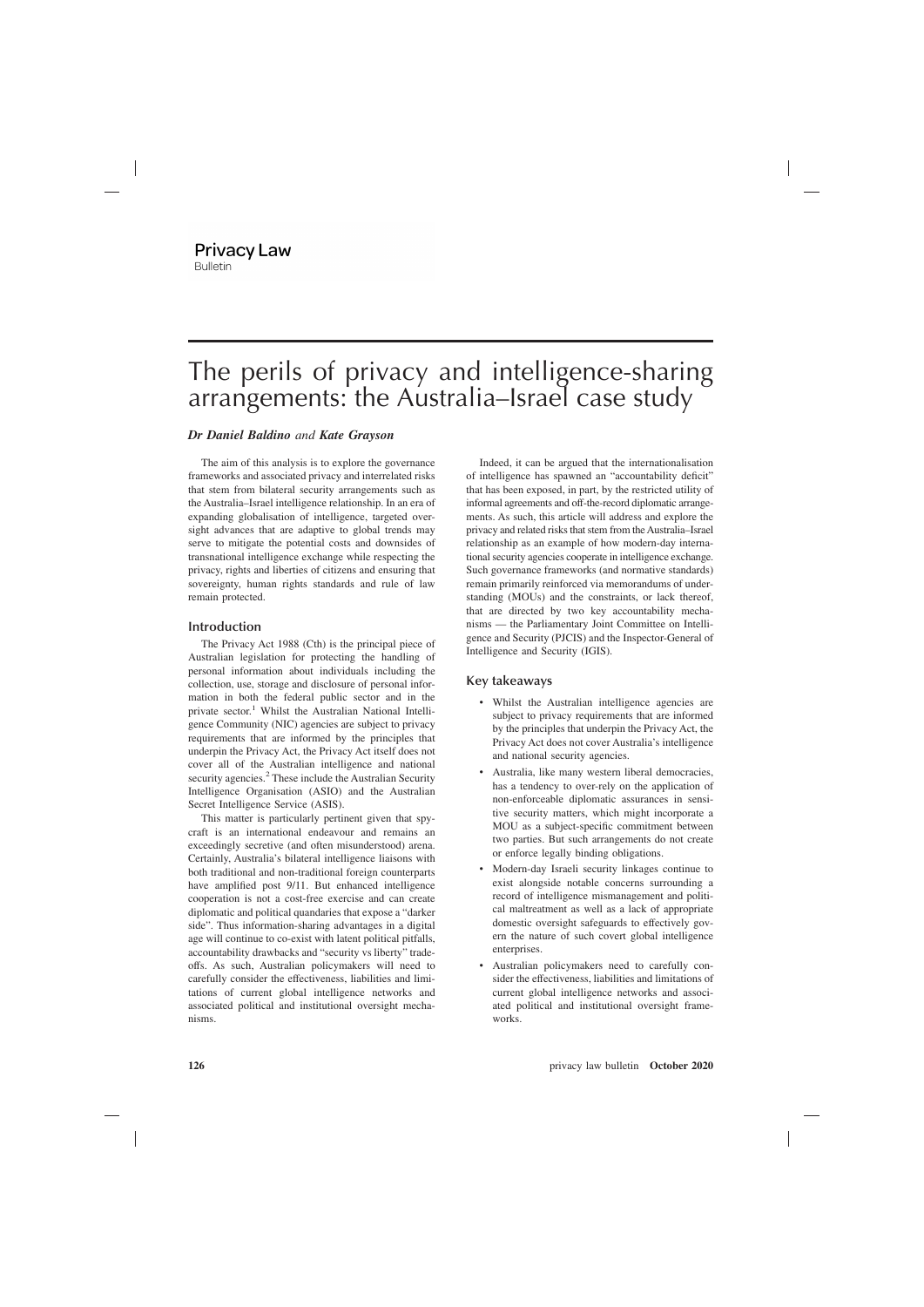# The perils of privacy and intelligence-sharing arrangements: the Australia–Israel case study

***Dr Daniel Baldino** and **Kate Grayson***

The aim of this analysis is to explore the governance frameworks and associated privacy and interrelated risks that stem from bilateral security arrangements such as the Australia–Israel intelligence relationship. In an era of expanding globalisation of intelligence, targeted oversight advances that are adaptive to global trends may serve to mitigate the potential costs and downsides of transnational intelligence exchange while respecting the privacy, rights and liberties of citizens and ensuring that sovereignty, human rights standards and rule of law remain protected.

## Introduction

The Privacy Act 1988 (Cth) is the principal piece of Australian legislation for protecting the handling of personal information about individuals including the collection, use, storage and disclosure of personal information in both the federal public sector and in the private sector.[1] Whilst the Australian National Intelligence Community (NIC) agencies are subject to privacy requirements that are informed by the principles that underpin the Privacy Act, the Privacy Act itself does not cover all of the Australian intelligence and national security agencies.[2] These include the Australian Security Intelligence Organisation (ASIO) and the Australian Secret Intelligence Service (ASIS).

This matter is particularly pertinent given that spycraft is an international endeavour and remains an exceedingly secretive (and often misunderstood) arena. Certainly, Australia's bilateral intelligence liaisons with both traditional and non-traditional foreign counterparts have amplified post 9/11. But enhanced intelligence cooperation is not a cost-free exercise and can create diplomatic and political quandaries that expose a "darker side". Thus information-sharing advantages in a digital age will continue to co-exist with latent political pitfalls, accountability drawbacks and "security vs liberty" trade-offs. As such, Australian policymakers will need to carefully consider the effectiveness, liabilities and limitations of current global intelligence networks and associated political and institutional oversight mechanisms.

Indeed, it can be argued that the internationalisation of intelligence has spawned an "accountability deficit" that has been exposed, in part, by the restricted utility of informal agreements and off-the-record diplomatic arrangements. As such, this article will address and explore the privacy and related risks that stem from the Australia–Israel relationship as an example of how modern-day international security agencies cooperate in intelligence exchange. Such governance frameworks (and normative standards) remain primarily reinforced via memorandums of understanding (MOUs) and the constraints, or lack thereof, that are directed by two key accountability mechanisms — the Parliamentary Joint Committee on Intelligence and Security (PJCIS) and the Inspector-General of Intelligence and Security (IGIS).

## Key takeaways

- Whilst the Australian intelligence agencies are subject to privacy requirements that are informed by the principles that underpin the Privacy Act, the Privacy Act does not cover Australia's intelligence and national security agencies.
- Australia, like many western liberal democracies, has a tendency to over-rely on the application of non-enforceable diplomatic assurances in sensitive security matters, which might incorporate a MOU as a subject-specific commitment between two parties. But such arrangements do not create or enforce legally binding obligations.
- Modern-day Israeli security linkages continue to exist alongside notable concerns surrounding a record of intelligence mismanagement and political maltreatment as well as a lack of appropriate domestic oversight safeguards to effectively govern the nature of such covert global intelligence enterprises.
- Australian policymakers need to carefully consider the effectiveness, liabilities and limitations of current global intelligence networks and associated political and institutional oversight frameworks.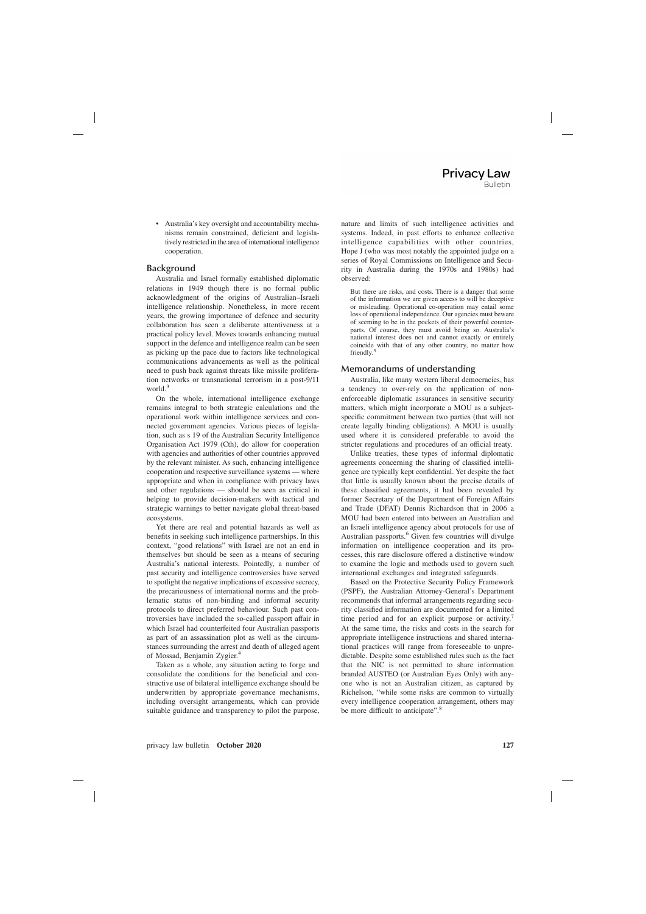- Australia's key oversight and accountability mechanisms remain constrained, deficient and legislatively restricted in the area of international intelligence cooperation.

## Background

Australia and Israel formally established diplomatic relations in 1949 though there is no formal public acknowledgment of the origins of Australian–Israeli intelligence relationship. Nonetheless, in more recent years, the growing importance of defence and security collaboration has seen a deliberate attentiveness at a practical policy level. Moves towards enhancing mutual support in the defence and intelligence realm can be seen as picking up the pace due to factors like technological communications advancements as well as the political need to push back against threats like missile proliferation networks or transnational terrorism in a post-9/11 world.[3]

On the whole, international intelligence exchange remains integral to both strategic calculations and the operational work within intelligence services and connected government agencies. Various pieces of legislation, such as s 19 of the Australian Security Intelligence Organisation Act 1979 (Cth), do allow for cooperation with agencies and authorities of other countries approved by the relevant minister. As such, enhancing intelligence cooperation and respective surveillance systems — where appropriate and when in compliance with privacy laws and other regulations — should be seen as critical in helping to provide decision-makers with tactical and strategic warnings to better navigate global threat-based ecosystems.

Yet there are real and potential hazards as well as benefits in seeking such intelligence partnerships. In this context, "good relations" with Israel are not an end in themselves but should be seen as a means of securing Australia's national interests. Pointedly, a number of past security and intelligence controversies have served to spotlight the negative implications of excessive secrecy, the precariousness of international norms and the problematic status of non-binding and informal security protocols to direct preferred behaviour. Such past controversies have included the so-called passport affair in which Israel had counterfeited four Australian passports as part of an assassination plot as well as the circumstances surrounding the arrest and death of alleged agent of Mossad, Benjamin Zygier.[4]

Taken as a whole, any situation acting to forge and consolidate the conditions for the beneficial and constructive use of bilateral intelligence exchange should be underwritten by appropriate governance mechanisms, including oversight arrangements, which can provide suitable guidance and transparency to pilot the purpose, nature and limits of such intelligence activities and systems. Indeed, in past efforts to enhance collective intelligence capabilities with other countries, Hope J (who was most notably the appointed judge on a series of Royal Commissions on Intelligence and Security in Australia during the 1970s and 1980s) had observed:

> But there are risks, and costs. There is a danger that some of the information we are given access to will be deceptive or misleading. Operational co-operation may entail some loss of operational independence. Our agencies must beware of seeming to be in the pockets of their powerful counterparts. Of course, they must avoid being so. Australia's national interest does not and cannot exactly or entirely coincide with that of any other country, no matter how friendly.[5]

## Memorandums of understanding

Australia, like many western liberal democracies, has a tendency to over-rely on the application of non-enforceable diplomatic assurances in sensitive security matters, which might incorporate a MOU as a subject-specific commitment between two parties (that will not create legally binding obligations). A MOU is usually used where it is considered preferable to avoid the stricter regulations and procedures of an official treaty.

Unlike treaties, these types of informal diplomatic agreements concerning the sharing of classified intelligence are typically kept confidential. Yet despite the fact that little is usually known about the precise details of these classified agreements, it had been revealed by former Secretary of the Department of Foreign Affairs and Trade (DFAT) Dennis Richardson that in 2006 a MOU had been entered into between an Australian and an Israeli intelligence agency about protocols for use of Australian passports.[6] Given few countries will divulge information on intelligence cooperation and its processes, this rare disclosure offered a distinctive window to examine the logic and methods used to govern such international exchanges and integrated safeguards.

Based on the Protective Security Policy Framework (PSPF), the Australian Attorney-General's Department recommends that informal arrangements regarding security classified information are documented for a limited time period and for an explicit purpose or activity.[7] At the same time, the risks and costs in the search for appropriate intelligence instructions and shared international practices will range from foreseeable to unpredictable. Despite some established rules such as the fact that the NIC is not permitted to share information branded AUSTEO (or Australian Eyes Only) with anyone who is not an Australian citizen, as captured by Richelson, "while some risks are common to virtually every intelligence cooperation arrangement, others may be more difficult to anticipate".[8]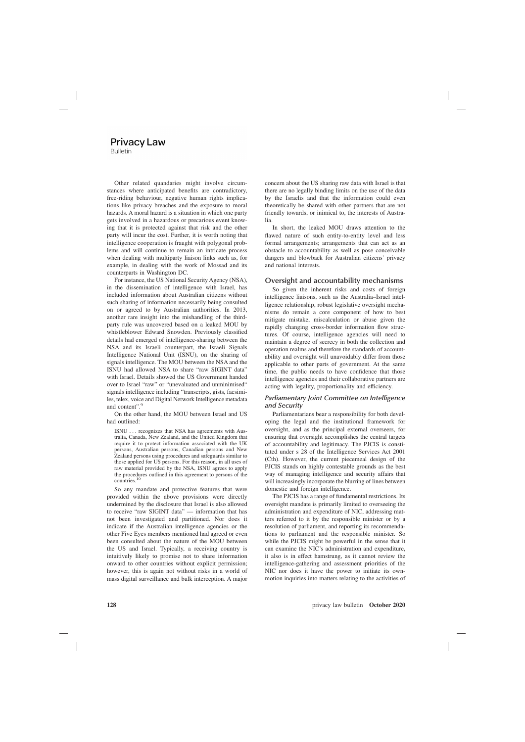Other related quandaries might involve circumstances where anticipated benefits are contradictory, free-riding behaviour, negative human rights implications like privacy breaches and the exposure to moral hazards. A moral hazard is a situation in which one party gets involved in a hazardous or precarious event knowing that it is protected against that risk and the other party will incur the cost. Further, it is worth noting that intelligence cooperation is fraught with polygonal problems and will continue to remain an intricate process when dealing with multiparty liaison links such as, for example, in dealing with the work of Mossad and its counterparts in Washington DC.

For instance, the US National Security Agency (NSA), in the dissemination of intelligence with Israel, has included information about Australian citizens without such sharing of information necessarily being consulted on or agreed to by Australian authorities. In 2013, another rare insight into the mishandling of the third-party rule was uncovered based on a leaked MOU by whistleblower Edward Snowden. Previously classified details had emerged of intelligence-sharing between the NSA and its Israeli counterpart, the Israeli Signals Intelligence National Unit (ISNU), on the sharing of signals intelligence. The MOU between the NSA and the ISNU had allowed NSA to share "raw SIGINT data" with Israel. Details showed the US Government handed over to Israel "raw" or "unevaluated and unminimised" signals intelligence including "transcripts, gists, facsimiles, telex, voice and Digital Network Intelligence metadata and content".[9]

On the other hand, the MOU between Israel and US had outlined:

> ISNU . . . recognizes that NSA has agreements with Australia, Canada, New Zealand, and the United Kingdom that require it to protect information associated with the UK persons, Australian persons, Canadian persons and New Zealand persons using procedures and safeguards similar to those applied for US persons. For this reason, in all uses of raw material provided by the NSA, ISNU agrees to apply the procedures outlined in this agreement to persons of the countries.[10]

So any mandate and protective features that were provided within the above provisions were directly undermined by the disclosure that Israel is also allowed to receive "raw SIGINT data" — information that has not been investigated and partitioned. Nor does it indicate if the Australian intelligence agencies or the other Five Eyes members mentioned had agreed or even been consulted about the nature of the MOU between the US and Israel. Typically, a receiving country is intuitively likely to promise not to share information onward to other countries without explicit permission; however, this is again not without risks in a world of mass digital surveillance and bulk interception. A major concern about the US sharing raw data with Israel is that there are no legally binding limits on the use of the data by the Israelis and that the information could even theoretically be shared with other partners that are not friendly towards, or inimical to, the interests of Australia.

In short, the leaked MOU draws attention to the flawed nature of such entity-to-entity level and less formal arrangements; arrangements that can act as an obstacle to accountability as well as pose conceivable dangers and blowback for Australian citizens' privacy and national interests.

## Oversight and accountability mechanisms

So given the inherent risks and costs of foreign intelligence liaisons, such as the Australia–Israel intelligence relationship, robust legislative oversight mechanisms do remain a core component of how to best mitigate mistake, miscalculation or abuse given the rapidly changing cross-border information flow structures. Of course, intelligence agencies will need to maintain a degree of secrecy in both the collection and operation realms and therefore the standards of accountability and oversight will unavoidably differ from those applicable to other parts of government. At the same time, the public needs to have confidence that those intelligence agencies and their collaborative partners are acting with legality, proportionality and efficiency.

### *Parliamentary Joint Committee on Intelligence and Security*

Parliamentarians bear a responsibility for both developing the legal and the institutional framework for oversight, and as the principal external overseers, for ensuring that oversight accomplishes the central targets of accountability and legitimacy. The PJCIS is constituted under s 28 of the Intelligence Services Act 2001 (Cth). However, the current piecemeal design of the PJCIS stands on highly contestable grounds as the best way of managing intelligence and security affairs that will increasingly incorporate the blurring of lines between domestic and foreign intelligence.

The PJCIS has a range of fundamental restrictions. Its oversight mandate is primarily limited to overseeing the administration and expenditure of NIC, addressing matters referred to it by the responsible minister or by a resolution of parliament, and reporting its recommendations to parliament and the responsible minister. So while the PJCIS might be powerful in the sense that it can examine the NIC's administration and expenditure, it also is in effect hamstrung, as it cannot review the intelligence-gathering and assessment priorities of the NIC nor does it have the power to initiate its own-motion inquiries into matters relating to the activities of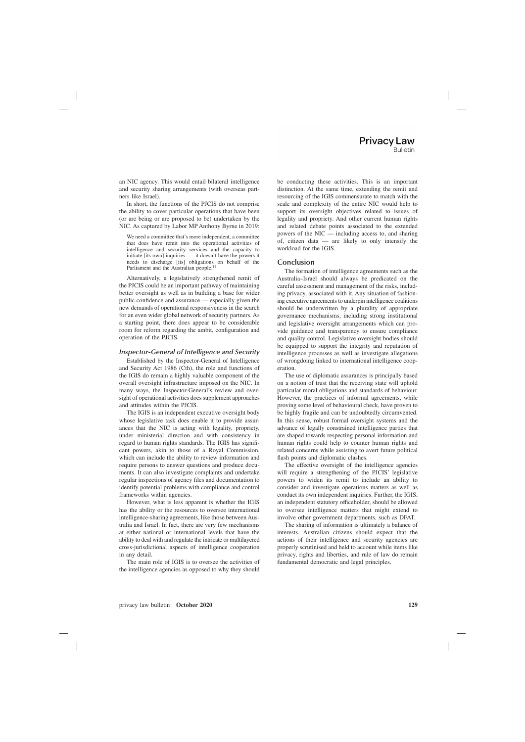an NIC agency. This would entail bilateral intelligence and security sharing arrangements (with overseas partners like Israel).

In short, the functions of the PJCIS do not comprise the ability to cover particular operations that have been (or are being or are proposed to be) undertaken by the NIC. As captured by Labor MP Anthony Byrne in 2019:

> We need a committee that's more independent, a committee that does have remit into the operational activities of intelligence and security services and the capacity to initiate [its own] inquiries . . . it doesn't have the powers it needs to discharge [its] obligations on behalf of the Parliament and the Australian people.[11]

Alternatively, a legislatively strengthened remit of the PJCIS could be an important pathway of maintaining better oversight as well as in building a base for wider public confidence and assurance — especially given the new demands of operational responsiveness in the search for an even wider global network of security partners. As a starting point, there does appear to be considerable room for reform regarding the ambit, configuration and operation of the PJCIS.

### *Inspector-General of Intelligence and Security*

Established by the Inspector-General of Intelligence and Security Act 1986 (Cth), the role and functions of the IGIS do remain a highly valuable component of the overall oversight infrastructure imposed on the NIC. In many ways, the Inspector-General's review and oversight of operational activities does supplement approaches and attitudes within the PJCIS.

The IGIS is an independent executive oversight body whose legislative task does enable it to provide assurances that the NIC is acting with legality, propriety, under ministerial direction and with consistency in regard to human rights standards. The IGIS has significant powers, akin to those of a Royal Commission, which can include the ability to review information and require persons to answer questions and produce documents. It can also investigate complaints and undertake regular inspections of agency files and documentation to identify potential problems with compliance and control frameworks within agencies.

However, what is less apparent is whether the IGIS has the ability or the resources to oversee international intelligence-sharing agreements, like those between Australia and Israel. In fact, there are very few mechanisms at either national or international levels that have the ability to deal with and regulate the intricate or multilayered cross-jurisdictional aspects of intelligence cooperation in any detail.

The main role of IGIS is to oversee the activities of the intelligence agencies as opposed to why they should be conducting these activities. This is an important distinction. At the same time, extending the remit and resourcing of the IGIS commensurate to match with the scale and complexity of the entire NIC would help to support its oversight objectives related to issues of legality and propriety. And other current human rights and related debate points associated to the extended powers of the NIC — including access to, and sharing of, citizen data — are likely to only intensify the workload for the IGIS.

## Conclusion

The formation of intelligence agreements such as the Australia–Israel should always be predicated on the careful assessment and management of the risks, including privacy, associated with it. Any situation of fashioning executive agreements to underpin intelligence coalitions should be underwritten by a plurality of appropriate governance mechanisms, including strong institutional and legislative oversight arrangements which can provide guidance and transparency to ensure compliance and quality control. Legislative oversight bodies should be equipped to support the integrity and reputation of intelligence processes as well as investigate allegations of wrongdoing linked to international intelligence cooperation.

The use of diplomatic assurances is principally based on a notion of trust that the receiving state will uphold particular moral obligations and standards of behaviour. However, the practices of informal agreements, while proving some level of behavioural check, have proven to be highly fragile and can be undoubtedly circumvented. In this sense, robust formal oversight systems and the advance of legally constrained intelligence parties that are shaped towards respecting personal information and human rights could help to counter human rights and related concerns while assisting to avert future political flash points and diplomatic clashes.

The effective oversight of the intelligence agencies will require a strengthening of the PJCIS' legislative powers to widen its remit to include an ability to consider and investigate operations matters as well as conduct its own independent inquiries. Further, the IGIS, an independent statutory officeholder, should be allowed to oversee intelligence matters that might extend to involve other government departments, such as DFAT.

The sharing of information is ultimately a balance of interests. Australian citizens should expect that the actions of their intelligence and security agencies are properly scrutinised and held to account while items like privacy, rights and liberties, and rule of law do remain fundamental democratic and legal principles.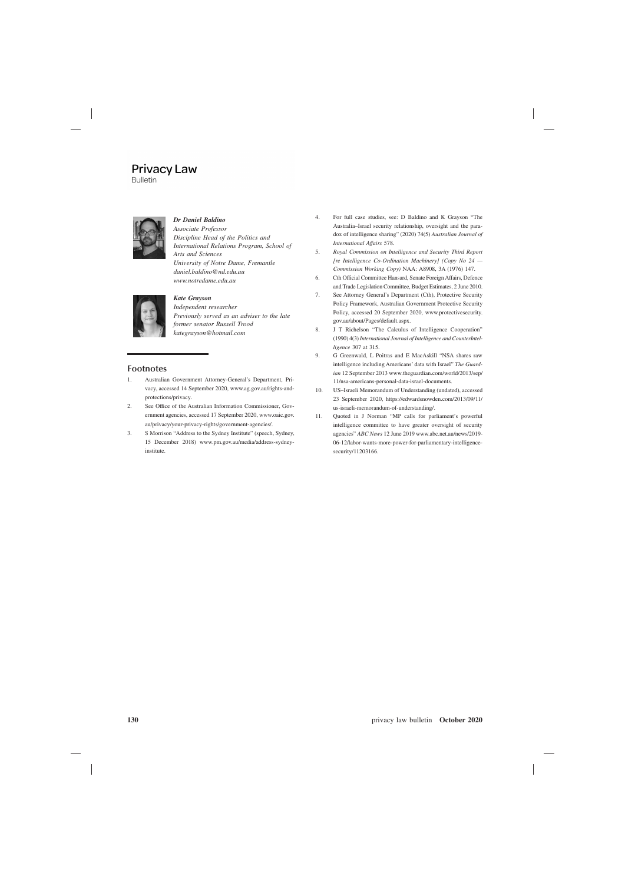***Dr Daniel Baldino***
*Associate Professor*
*Discipline Head of the Politics and International Relations Program, School of Arts and Sciences*
*University of Notre Dame, Fremantle*
*daniel.baldino@nd.edu.au*
*www.notredame.edu.au*

***Kate Grayson***
*Independent researcher*
*Previously served as an adviser to the late former senator Russell Trood*
*kategrayson@hotmail.com*

## Footnotes

1. Australian Government Attorney-General's Department, Privacy, accessed 14 September 2020, www.ag.gov.au/rights-and-protections/privacy.
2. See Office of the Australian Information Commissioner, Government agencies, accessed 17 September 2020, www.oaic.gov.au/privacy/your-privacy-rights/government-agencies/.
3. S Morrison "Address to the Sydney Institute" (speech, Sydney, 15 December 2018) www.pm.gov.au/media/address-sydney-institute.
4. For full case studies, see: D Baldino and K Grayson "The Australia–Israel security relationship, oversight and the paradox of intelligence sharing" (2020) 74(5) *Australian Journal of International Affairs* 578.
5. *Royal Commission on Intelligence and Security Third Report [re Intelligence Co-Ordination Machinery] (Copy No 24 — Commission Working Copy)* NAA: A8908, 3A (1976) 147.
6. Cth Official Committee Hansard, Senate Foreign Affairs, Defence and Trade Legislation Committee, Budget Estimates, 2 June 2010.
7. See Attorney General's Department (Cth), Protective Security Policy Framework, Australian Government Protective Security Policy, accessed 20 September 2020, www.protectivesecurity.gov.au/about/Pages/default.aspx.
8. J T Richelson "The Calculus of Intelligence Cooperation" (1990) 4(3) *International Journal of Intelligence and CounterIntelligence* 307 at 315.
9. G Greenwald, L Poitras and E MacAskill "NSA shares raw intelligence including Americans' data with Israel" *The Guardian* 12 September 2013 www.theguardian.com/world/2013/sep/11/nsa-americans-personal-data-israel-documents.
10. US–Israeli Memorandum of Understanding (undated), accessed 23 September 2020, https://edwardsnowden.com/2013/09/11/us-israeli-memorandum-of-understanding/.
11. Quoted in J Norman "MP calls for parliament's powerful intelligence committee to have greater oversight of security agencies" *ABC News* 12 June 2019 www.abc.net.au/news/2019-06-12/labor-wants-more-power-for-parliamentary-intelligence-security/11203166.